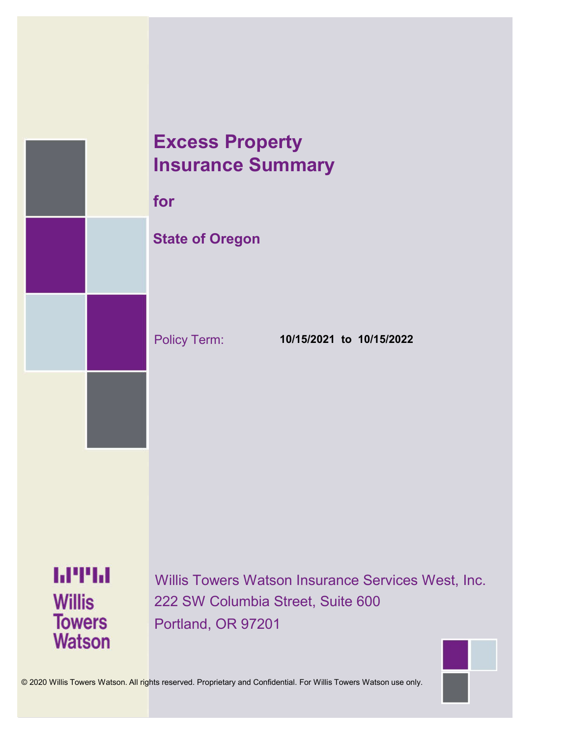# Excess Property Insurance Summary

**for**

**State of Oregon**

Policy Term: **10/15/2021 to 10/15/2022**

Willis Towers Watson

Willis Towers Watson Insurance Services West, Inc.
222 SW Columbia Street, Suite 600
Portland, OR 97201

© 2020 Willis Towers Watson. All rights reserved. Proprietary and Confidential. For Willis Towers Watson use only.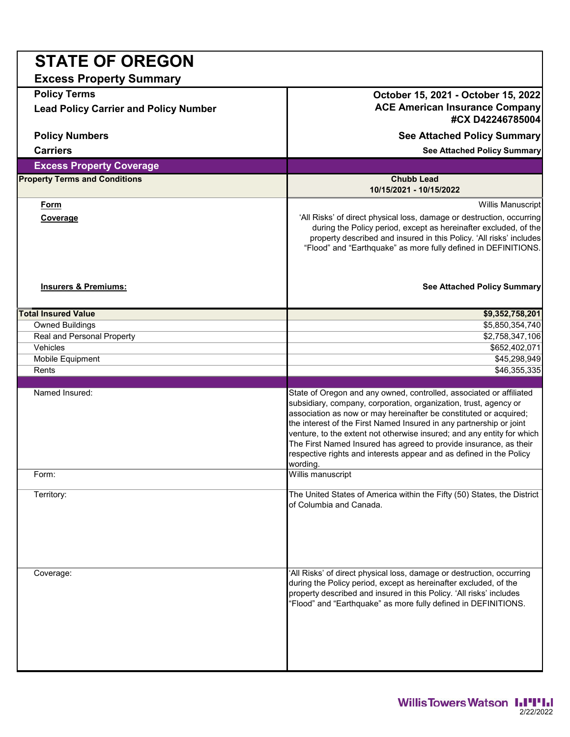# STATE OF OREGON

## Excess Property Summary

| | |
|---|---|
| **Policy Terms** | **October 15, 2021 - October 15, 2022** |
| **Lead Policy Carrier and Policy Number** | **ACE American Insurance Company #CX D42246785004** |
| **Policy Numbers** | **See Attached Policy Summary** |
| **Carriers** | **See Attached Policy Summary** |

## Excess Property Coverage

| **Property Terms and Conditions** | **Chubb Lead 10/15/2021 - 10/15/2022** |
|---|---|
| **Form** | Willis Manuscript |
| **Coverage** | 'All Risks' of direct physical loss, damage or destruction, occurring during the Policy period, except as hereinafter excluded, of the property described and insured in this Policy. 'All risks' includes "Flood" and "Earthquake" as more fully defined in DEFINITIONS. |
| **Insurers & Premiums:** | **See Attached Policy Summary** |
| **Total Insured Value** | **$9,352,758,201** |
| Owned Buildings | $5,850,354,740 |
| Real and Personal Property | $2,758,347,106 |
| Vehicles | $652,402,071 |
| Mobile Equipment | $45,298,949 |
| Rents | $46,355,335 |

| | |
|---|---|
| Named Insured: | State of Oregon and any owned, controlled, associated or affiliated subsidiary, company, corporation, organization, trust, agency or association as now or may hereinafter be constituted or acquired; the interest of the First Named Insured in any partnership or joint venture, to the extent not otherwise insured; and any entity for which The First Named Insured has agreed to provide insurance, as their respective rights and interests appear and as defined in the Policy wording. |
| Form: | Willis manuscript |
| Territory: | The United States of America within the Fifty (50) States, the District of Columbia and Canada. |
| Coverage: | 'All Risks' of direct physical loss, damage or destruction, occurring during the Policy period, except as hereinafter excluded, of the property described and insured in this Policy. 'All risks' includes "Flood" and "Earthquake" as more fully defined in DEFINITIONS. |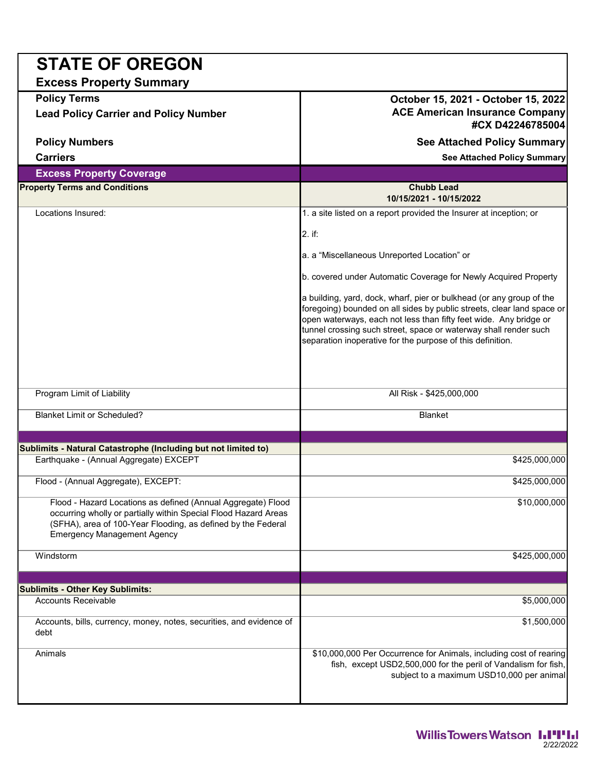# STATE OF OREGON

## Excess Property Summary

| | |
|---|---|
| **Policy Terms** | **October 15, 2021 - October 15, 2022** |
| **Lead Policy Carrier and Policy Number** | **ACE American Insurance Company #CX D42246785004** |
| **Policy Numbers** | **See Attached Policy Summary** |
| **Carriers** | **See Attached Policy Summary** |

### Excess Property Coverage

| **Property Terms and Conditions** | **Chubb Lead 10/15/2021 - 10/15/2022** |
|---|---|
| Locations Insured: | 1. a site listed on a report provided the Insurer at inception; or<br><br>2. if:<br><br>a. a "Miscellaneous Unreported Location" or<br><br>b. covered under Automatic Coverage for Newly Acquired Property<br><br>a building, yard, dock, wharf, pier or bulkhead (or any group of the foregoing) bounded on all sides by public streets, clear land space or open waterways, each not less than fifty feet wide. Any bridge or tunnel crossing such street, space or waterway shall render such separation inoperative for the purpose of this definition. |
| Program Limit of Liability | All Risk - $425,000,000 |
| Blanket Limit or Scheduled? | Blanket |
| | |
| **Sublimits - Natural Catastrophe (Including but not limited to)** | |
| Earthquake - (Annual Aggregate) EXCEPT | $425,000,000 |
| Flood - (Annual Aggregate), EXCEPT: | $425,000,000 |
| Flood - Hazard Locations as defined (Annual Aggregate) Flood occurring wholly or partially within Special Flood Hazard Areas (SFHA), area of 100-Year Flooding, as defined by the Federal Emergency Management Agency | $10,000,000 |
| Windstorm | $425,000,000 |
| | |
| **Sublimits - Other Key Sublimits:** | |
| Accounts Receivable | $5,000,000 |
| Accounts, bills, currency, money, notes, securities, and evidence of debt | $1,500,000 |
| Animals | $10,000,000 Per Occurrence for Animals, including cost of rearing fish, except USD2,500,000 for the peril of Vandalism for fish, subject to a maximum USD10,000 per animal |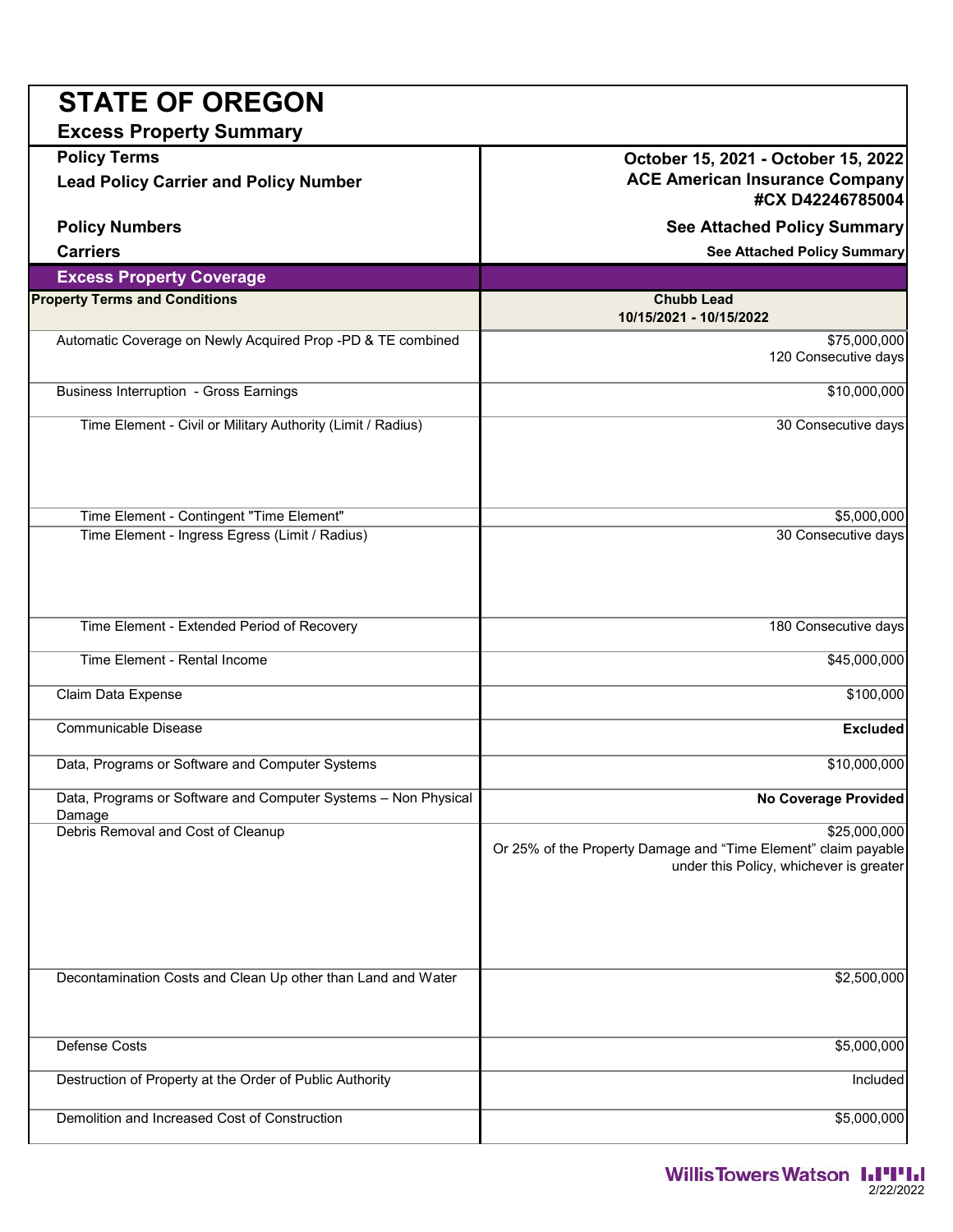# STATE OF OREGON

## Excess Property Summary

| | |
|---|---|
| **Policy Terms** | **October 15, 2021 - October 15, 2022** |
| **Lead Policy Carrier and Policy Number** | **ACE American Insurance Company #CX D42246785004** |
| **Policy Numbers** | **See Attached Policy Summary** |
| **Carriers** | **See Attached Policy Summary** |

## Excess Property Coverage

| Property Terms and Conditions | Chubb Lead 10/15/2021 - 10/15/2022 |
|---|---|
| Automatic Coverage on Newly Acquired Prop -PD & TE combined | $75,000,000 120 Consecutive days |
| Business Interruption - Gross Earnings | $10,000,000 |
| Time Element - Civil or Military Authority (Limit / Radius) | 30 Consecutive days |
| Time Element - Contingent "Time Element" | $5,000,000 |
| Time Element - Ingress Egress (Limit / Radius) | 30 Consecutive days |
| Time Element - Extended Period of Recovery | 180 Consecutive days |
| Time Element - Rental Income | $45,000,000 |
| Claim Data Expense | $100,000 |
| Communicable Disease | **Excluded** |
| Data, Programs or Software and Computer Systems | $10,000,000 |
| Data, Programs or Software and Computer Systems – Non Physical Damage | **No Coverage Provided** |
| Debris Removal and Cost of Cleanup | $25,000,000 Or 25% of the Property Damage and "Time Element" claim payable under this Policy, whichever is greater |
| Decontamination Costs and Clean Up other than Land and Water | $2,500,000 |
| Defense Costs | $5,000,000 |
| Destruction of Property at the Order of Public Authority | Included |
| Demolition and Increased Cost of Construction | $5,000,000 |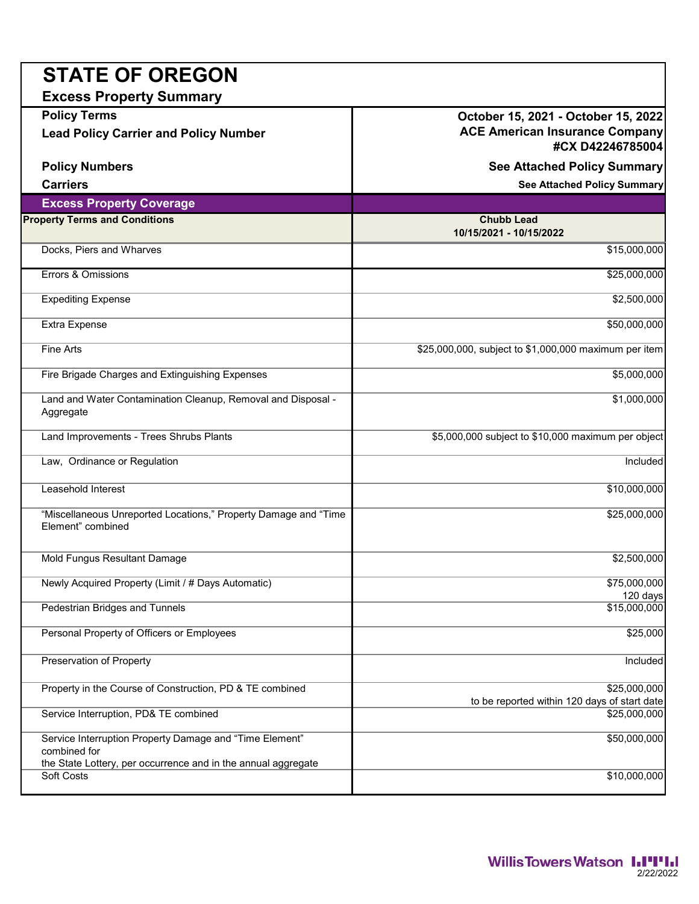# STATE OF OREGON

## Excess Property Summary

| | |
|---|---|
| **Policy Terms** | **October 15, 2021 - October 15, 2022** |
| **Lead Policy Carrier and Policy Number** | **ACE American Insurance Company #CX D42246785004** |
| **Policy Numbers** | **See Attached Policy Summary** |
| **Carriers** | **See Attached Policy Summary** |

## Excess Property Coverage

| **Property Terms and Conditions** | **Chubb Lead 10/15/2021 - 10/15/2022** |
|---|---|
| Docks, Piers and Wharves | $15,000,000 |
| Errors & Omissions | $25,000,000 |
| Expediting Expense | $2,500,000 |
| Extra Expense | $50,000,000 |
| Fine Arts | $25,000,000, subject to $1,000,000 maximum per item |
| Fire Brigade Charges and Extinguishing Expenses | $5,000,000 |
| Land and Water Contamination Cleanup, Removal and Disposal - Aggregate | $1,000,000 |
| Land Improvements - Trees Shrubs Plants | $5,000,000 subject to $10,000 maximum per object |
| Law, Ordinance or Regulation | Included |
| Leasehold Interest | $10,000,000 |
| "Miscellaneous Unreported Locations," Property Damage and "Time Element" combined | $25,000,000 |
| Mold Fungus Resultant Damage | $2,500,000 |
| Newly Acquired Property (Limit / # Days Automatic) | $75,000,000 120 days |
| Pedestrian Bridges and Tunnels | $15,000,000 |
| Personal Property of Officers or Employees | $25,000 |
| Preservation of Property | Included |
| Property in the Course of Construction, PD & TE combined | $25,000,000 to be reported within 120 days of start date |
| Service Interruption, PD& TE combined | $25,000,000 |
| Service Interruption Property Damage and "Time Element" combined for the State Lottery, per occurrence and in the annual aggregate | $50,000,000 |
| Soft Costs | $10,000,000 |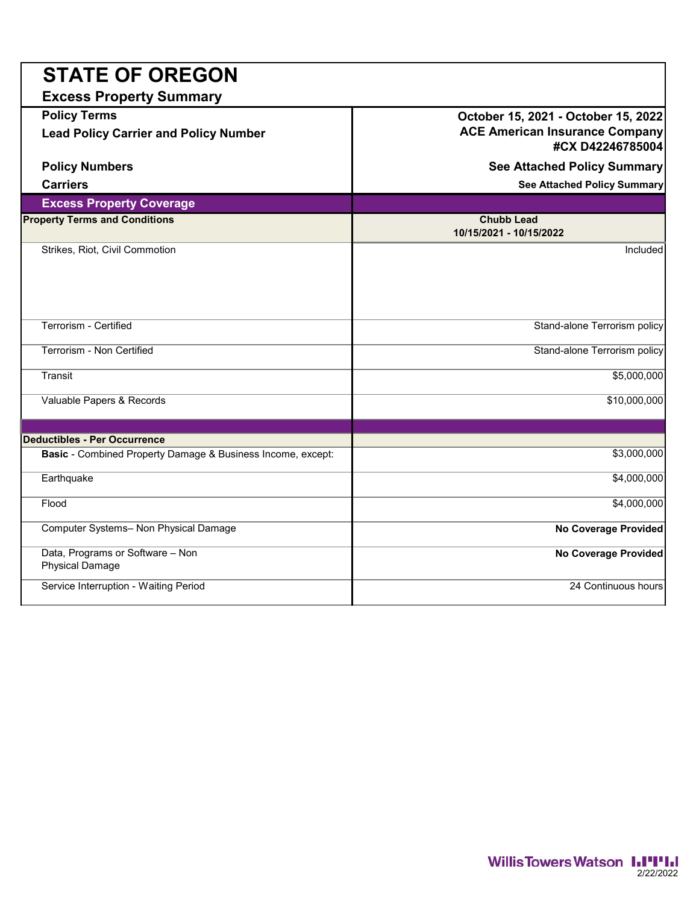# STATE OF OREGON

## Excess Property Summary

| | |
|---|---|
| **Policy Terms** | **October 15, 2021 - October 15, 2022** |
| **Lead Policy Carrier and Policy Number** | **ACE American Insurance Company #CX D42246785004** |
| **Policy Numbers** | **See Attached Policy Summary** |
| **Carriers** | **See Attached Policy Summary** |

## Excess Property Coverage

| **Property Terms and Conditions** | **Chubb Lead 10/15/2021 - 10/15/2022** |
|---|---|
| Strikes, Riot, Civil Commotion | Included |
| Terrorism - Certified | Stand-alone Terrorism policy |
| Terrorism - Non Certified | Stand-alone Terrorism policy |
| Transit | $5,000,000 |
| Valuable Papers & Records | $10,000,000 |
| **Deductibles - Per Occurrence** | |
| **Basic** - Combined Property Damage & Business Income, except: | $3,000,000 |
| Earthquake | $4,000,000 |
| Flood | $4,000,000 |
| Computer Systems– Non Physical Damage | **No Coverage Provided** |
| Data, Programs or Software – Non Physical Damage | **No Coverage Provided** |
| Service Interruption - Waiting Period | 24 Continuous hours |

Willis Towers Watson
2/22/2022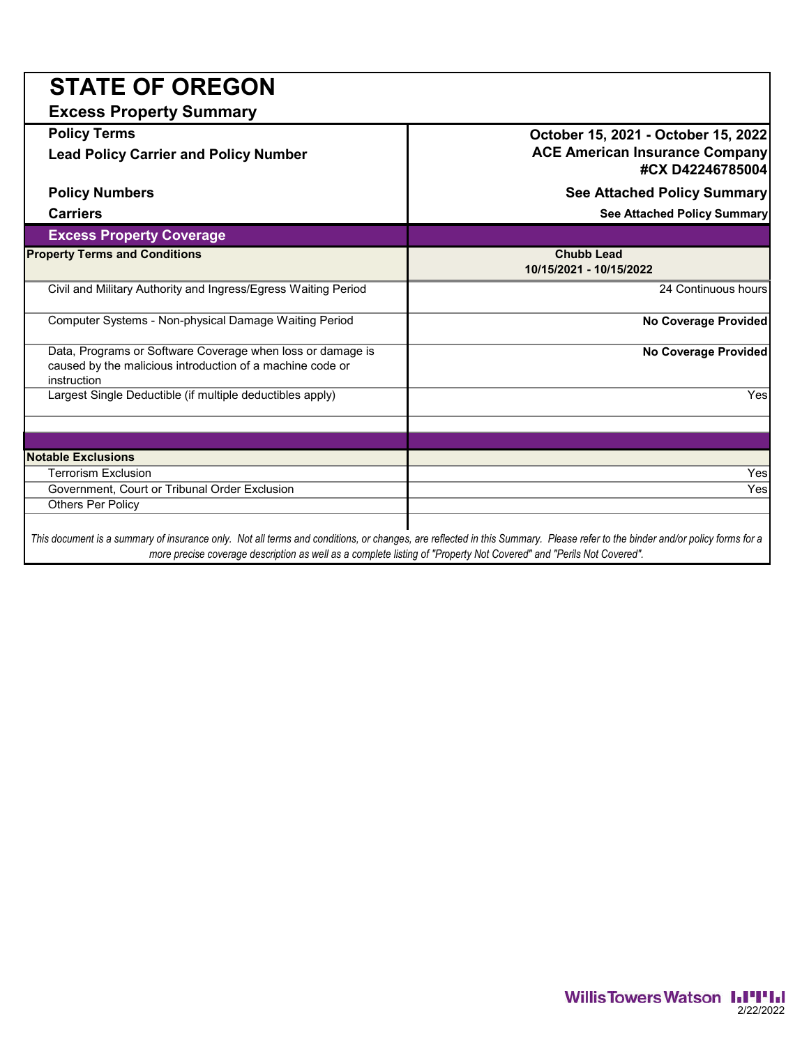# STATE OF OREGON

## Excess Property Summary

| | |
|---|---|
| **Policy Terms** | **October 15, 2021 - October 15, 2022** |
| **Lead Policy Carrier and Policy Number** | **ACE American Insurance Company #CX D42246785004** |
| **Policy Numbers** | **See Attached Policy Summary** |
| **Carriers** | **See Attached Policy Summary** |

| **Excess Property Coverage** | |
|---|---|
| **Property Terms and Conditions** | **Chubb Lead 10/15/2021 - 10/15/2022** |
| Civil and Military Authority and Ingress/Egress Waiting Period | 24 Continuous hours |
| Computer Systems - Non-physical Damage Waiting Period | **No Coverage Provided** |
| Data, Programs or Software Coverage when loss or damage is caused by the malicious introduction of a machine code or instruction | **No Coverage Provided** |
| Largest Single Deductible (if multiple deductibles apply) | Yes |
| | |
| **Notable Exclusions** | |
| Terrorism Exclusion | Yes |
| Government, Court or Tribunal Order Exclusion | Yes |
| Others Per Policy | |

*This document is a summary of insurance only. Not all terms and conditions, or changes, are reflected in this Summary. Please refer to the binder and/or policy forms for a more precise coverage description as well as a complete listing of "Property Not Covered" and "Perils Not Covered".*

2/22/2022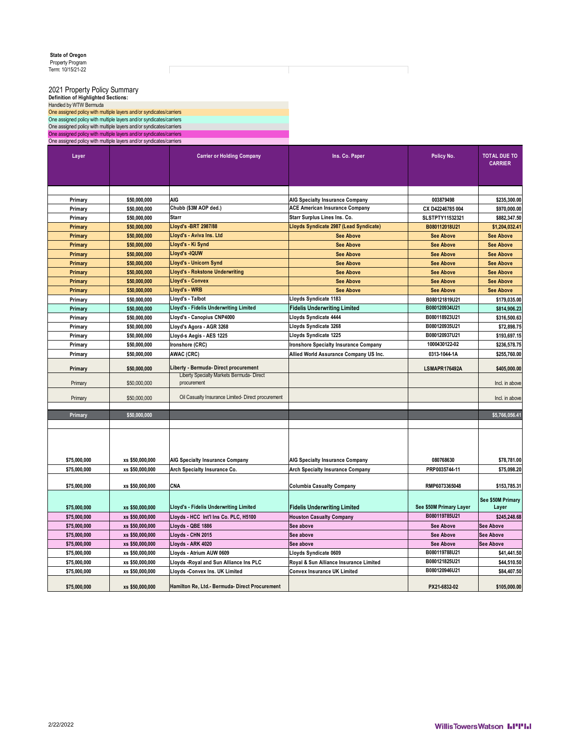**State of Oregon**
Property Program
Term: 10/15/21-22

## 2021 Property Policy Summary

**Definition of Highlighted Sections:**

Handled by WTW Bermuda
One assigned policy with multiple layers and/or syndicates/carriers
One assigned policy with multiple layers and/or syndicates/carriers
One assigned policy with multiple layers and/or syndicates/carriers
One assigned policy with multiple layers and/or syndicates/carriers
One assigned policy with multiple layers and/or syndicates/carriers

| Layer | | Carrier or Holding Company | Ins. Co. Paper | Policy No. | TOTAL DUE TO CARRIER |
|---|---|---|---|---|---|
| Primary | $50,000,000 | AIG | AIG Specialty Insurance Company | 003879498 | $235,300.00 |
| Primary | $50,000,000 | Chubb ($3M AOP ded.) | ACE American Insurance Company | CX D42246785 004 | $970,000.00 |
| Primary | $50,000,000 | Starr | Starr Surplus Lines Ins. Co. | SLSTPTY11532321 | $882,347.50 |
| Primary | $50,000,000 | Lloyd's -BRT 2987/88 | Lloyds Syndicate 2987 (Lead Syndicate) | B080112018U21 | $1,204,032.41 |
| Primary | $50,000,000 | Lloyd's - Aviva Ins. Ltd | See Above | See Above | See Above |
| Primary | $50,000,000 | Lloyd's - Ki Synd | See Above | See Above | See Above |
| Primary | $50,000,000 | Lloyd's -IQUW | See Above | See Above | See Above |
| Primary | $50,000,000 | Lloyd's - Unicorn Synd | See Above | See Above | See Above |
| Primary | $50,000,000 | Lloyd's - Rokstone Underwriting | See Above | See Above | See Above |
| Primary | $50,000,000 | Lloyd's - Convex | See Above | See Above | See Above |
| Primary | $50,000,000 | Lloyd's - WRB | See Above | See Above | See Above |
| Primary | $50,000,000 | Lloyd's - Talbot | Lloyds Syndicate 1183 | B080121819U21 | $179,035.00 |
| Primary | $50,000,000 | Lloyd's - Fidelis Underwriting Limited | Fidelis Underwriting Limited | B080120934U21 | $814,906.23 |
| Primary | $50,000,000 | Lloyd's - Canopius CNP4000 | Lloyds Syndicate 4444 | B080118923U21 | $316,500.63 |
| Primary | $50,000,000 | Lloyd's Agora - AGR 3268 | Lloyds Syndicate 3268 | B080120935U21 | $72,898.75 |
| Primary | $50,000,000 | Lloyd-s Aegis - AES 1225 | Lloyds Syndicate 1225 | B080120937U21 | $193,697.15 |
| Primary | $50,000,000 | Ironshore (CRC) | Ironshore Specialty Insurance Company | 1000430122-02 | $236,578.75 |
| Primary | $50,000,000 | AWAC (CRC) | Allied World Assurance Company US Inc. | 0313-1044-1A | $255,760.00 |
| Primary | $50,000,000 | Liberty - Bermuda- Direct procurement | | LSMAPR176492A | $405,000.00 |
| Primary | $50,000,000 | Liberty Specialty Markets Bermuda- Direct procurement | | | Incl. in above |
| Primary | $50,000,000 | Oil Casualty Insurance Limited- Direct procurement | | | Incl. in above |
| Primary | $50,000,000 | | | | $5,766,056.41 |
| $75,000,000 | xs $50,000,000 | AIG Specialty Insurance Company | AIG Specialty Insurance Company | 080768630 | $78,781.00 |
| $75,000,000 | xs $50,000,000 | Arch Specialty Insurance Co. | Arch Specialty Insurance Company | PRP0035744-11 | $75,098.20 |
| $75,000,000 | xs $50,000,000 | CNA | Columbia Casualty Company | RMP6073365048 | $153,785.31 |
| $75,000,000 | xs $50,000,000 | Lloyd's - Fidelis Underwriting Limited | Fidelis Underwriting Limited | See $50M Primary Layer | See $50M Primary Layer |
| $75,000,000 | xs $50,000,000 | Lloyds - HCC Int'l Ins Co. PLC, H5100 | Houston Casualty Company | B080119785U21 | $245,248.68 |
| $75,000,000 | xs $50,000,000 | Lloyds - QBE 1886 | See above | See Above | See Above |
| $75,000,000 | xs $50,000,000 | Lloyds - CHN 2015 | See above | See Above | See Above |
| $75,000,000 | xs $50,000,000 | Lloyds - ARK 4020 | See above | See Above | See Above |
| $75,000,000 | xs $50,000,000 | Lloyds - Atrium AUW 0609 | Lloyds Syndicate 0609 | B080119788U21 | $41,441.50 |
| $75,000,000 | xs $50,000,000 | Lloyds -Royal and Sun Alliance Ins PLC | Royal & Sun Alliance Insurance Limited | B080121825U21 | $44,510.50 |
| $75,000,000 | xs $50,000,000 | Lloyds -Convex Ins. UK Limited | Convex Insurance UK Limited | B080120946U21 | $84,407.50 |
| $75,000,000 | xs $50,000,000 | Hamilton Re, Ltd.- Bermuda- Direct Procurement | | PX21-6832-02 | $105,000.00 |

2/22/2022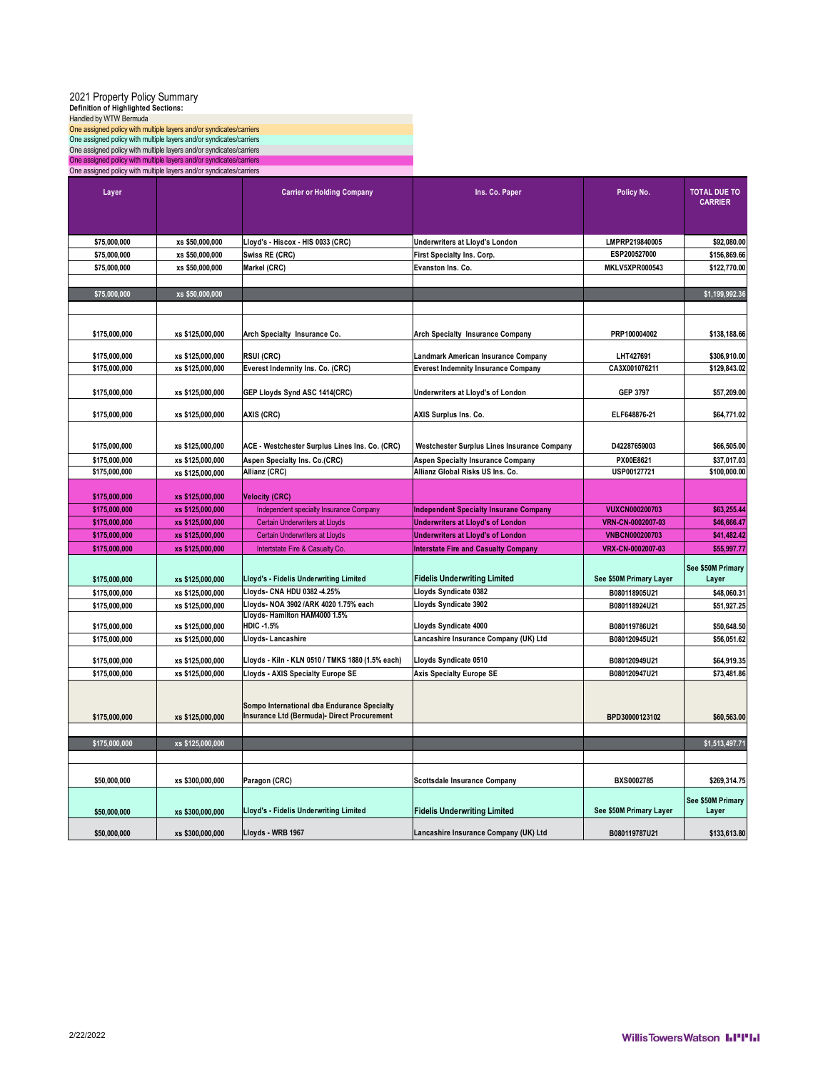2021 Property Policy Summary

**Definition of Highlighted Sections:**

Handled by WTW Bermuda

One assigned policy with multiple layers and/or syndicates/carriers

One assigned policy with multiple layers and/or syndicates/carriers

One assigned policy with multiple layers and/or syndicates/carriers

One assigned policy with multiple layers and/or syndicates/carriers

One assigned policy with multiple layers and/or syndicates/carriers

| Layer | | Carrier or Holding Company | Ins. Co. Paper | Policy No. | TOTAL DUE TO CARRIER |
|---|---|---|---|---|---|
| $75,000,000 | xs $50,000,000 | Lloyd's - Hiscox - HIS 0033 (CRC) | Underwriters at Lloyd's London | LMPRP219840005 | $92,080.00 |
| $75,000,000 | xs $50,000,000 | Swiss RE (CRC) | First Specialty Ins. Corp. | ESP200527000 | $156,869.66 |
| $75,000,000 | xs $50,000,000 | Markel (CRC) | Evanston Ins. Co. | MKLV5XPR000543 | $122,770.00 |
| | | | | | |
| $75,000,000 | xs $50,000,000 | | | | $1,199,992.36 |
| | | | | | |
| $175,000,000 | xs $125,000,000 | Arch Specialty Insurance Co. | Arch Specialty Insurance Company | PRP100004002 | $138,188.66 |
| $175,000,000 | xs $125,000,000 | RSUI (CRC) | Landmark American Insurance Company | LHT427691 | $306,910.00 |
| $175,000,000 | xs $125,000,000 | Everest Indemnity Ins. Co. (CRC) | Everest Indemnity Insurance Company | CA3X001076211 | $129,843.02 |
| $175,000,000 | xs $125,000,000 | GEP Lloyds Synd ASC 1414(CRC) | Underwriters at Lloyd's of London | GEP 3797 | $57,209.00 |
| $175,000,000 | xs $125,000,000 | AXIS (CRC) | AXIS Surplus Ins. Co. | ELF648876-21 | $64,771.02 |
| $175,000,000 | xs $125,000,000 | ACE - Westchester Surplus Lines Ins. Co. (CRC) | Westchester Surplus Lines Insurance Company | D42287659003 | $66,505.00 |
| $175,000,000 | xs $125,000,000 | Aspen Specialty Ins. Co.(CRC) | Aspen Specialty Insurance Company | PX00E8621 | $37,017.03 |
| $175,000,000 | xs $125,000,000 | Allianz (CRC) | Allianz Global Risks US Ins. Co. | USP00127721 | $100,000.00 |
| $175,000,000 | xs $125,000,000 | Velocity (CRC) | | | |
| $175,000,000 | xs $125,000,000 | Independent specialty Insurance Company | Independent Specialty Insurane Company | VUXCN000200703 | $63,255.44 |
| $175,000,000 | xs $125,000,000 | Certain Underwriters at Lloyds | Underwriters at Lloyd's of London | VRN-CN-0002007-03 | $46,666.47 |
| $175,000,000 | xs $125,000,000 | Certain Underwriters at Lloyds | Underwriters at Lloyd's of London | VNBCN000200703 | $41,482.42 |
| $175,000,000 | xs $125,000,000 | Intertstate Fire & Casualty Co. | Interstate Fire and Casualty Company | VRX-CN-0002007-03 | $55,997.77 |
| $175,000,000 | xs $125,000,000 | Lloyd's - Fidelis Underwriting Limited | Fidelis Underwriting Limited | See $50M Primary Layer | See $50M Primary Layer |
| $175,000,000 | xs $125,000,000 | Lloyds- CNA HDU 0382 -4.25% | Lloyds Syndicate 0382 | B080118905U21 | $48,060.31 |
| $175,000,000 | xs $125,000,000 | Lloyds- NOA 3902 /ARK 4020 1.75% each | Lloyds Syndicate 3902 | B080118924U21 | $51,927.25 |
| $175,000,000 | xs $125,000,000 | Lloyds- Hamilton HAM4000 1.5% HDIC -1.5% | Lloyds Syndicate 4000 | B080119786U21 | $50,648.50 |
| $175,000,000 | xs $125,000,000 | Lloyds- Lancashire | Lancashire Insurance Company (UK) Ltd | B080120945U21 | $56,051.62 |
| $175,000,000 | xs $125,000,000 | Lloyds - Kiln - KLN 0510 / TMKS 1880 (1.5% each) | Lloyds Syndicate 0510 | B080120949U21 | $64,919.35 |
| $175,000,000 | xs $125,000,000 | Lloyds - AXIS Specialty Europe SE | Axis Specialty Europe SE | B080120947U21 | $73,481.86 |
| $175,000,000 | xs $125,000,000 | Sompo International dba Endurance Specialty Insurance Ltd (Bermuda)- Direct Procurement | | BPD30000123102 | $60,563.00 |
| | | | | | |
| $175,000,000 | xs $125,000,000 | | | | $1,513,497.71 |
| | | | | | |
| $50,000,000 | xs $300,000,000 | Paragon (CRC) | Scottsdale Insurance Company | BXS0002785 | $269,314.75 |
| $50,000,000 | xs $300,000,000 | Lloyd's - Fidelis Underwriting Limited | Fidelis Underwriting Limited | See $50M Primary Layer | See $50M Primary Layer |
| $50,000,000 | xs $300,000,000 | Lloyds - WRB 1967 | Lancashire Insurance Company (UK) Ltd | B080119787U21 | $133,613.80 |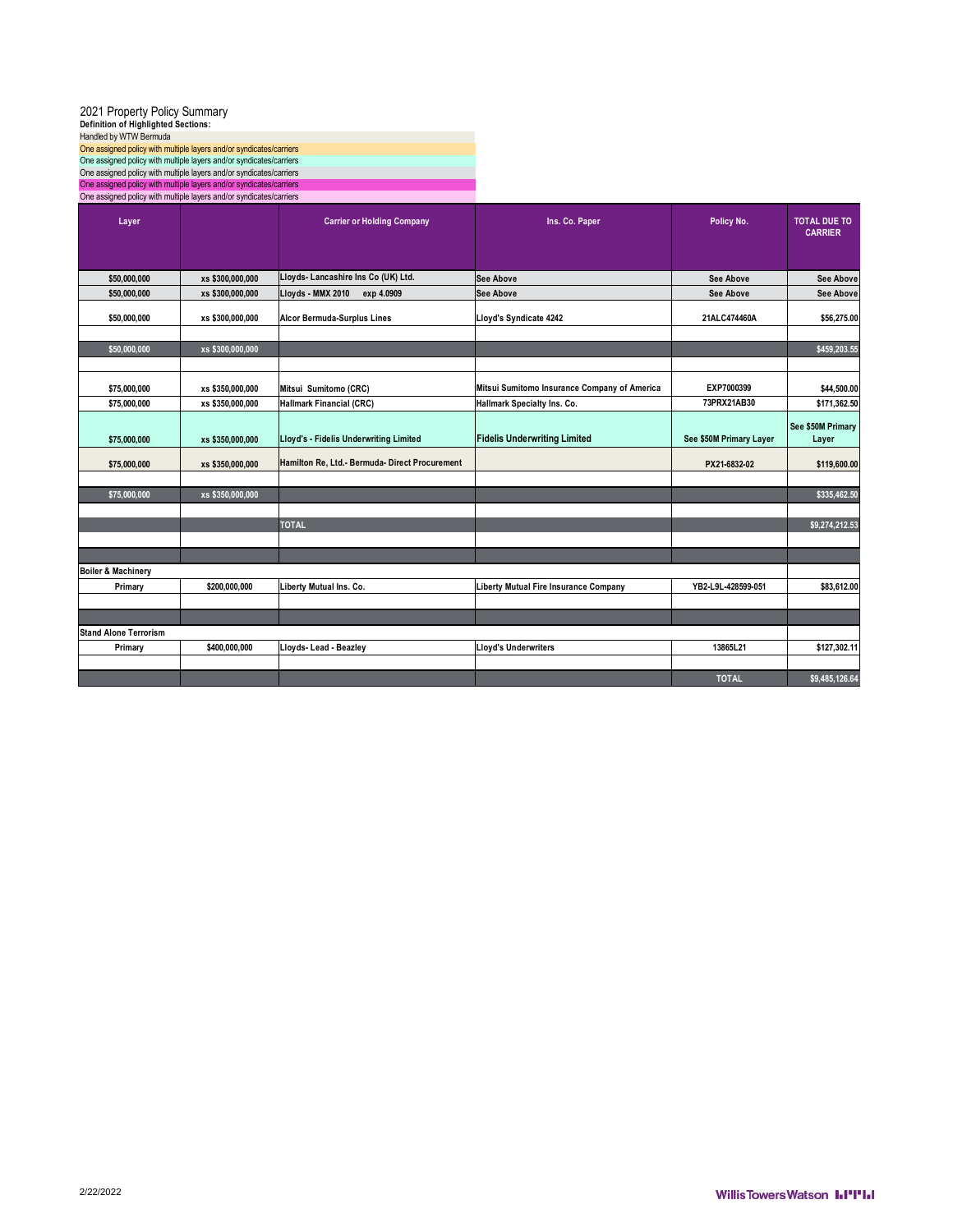2021 Property Policy Summary

**Definition of Highlighted Sections:**

Handled by WTW Bermuda

One assigned policy with multiple layers and/or syndicates/carriers

One assigned policy with multiple layers and/or syndicates/carriers

One assigned policy with multiple layers and/or syndicates/carriers

One assigned policy with multiple layers and/or syndicates/carriers

One assigned policy with multiple layers and/or syndicates/carriers

| Layer | | Carrier or Holding Company | Ins. Co. Paper | Policy No. | TOTAL DUE TO CARRIER |
|---|---|---|---|---|---|
| $50,000,000 | xs $300,000,000 | Lloyds- Lancashire Ins Co (UK) Ltd. | See Above | See Above | See Above |
| $50,000,000 | xs $300,000,000 | Lloyds - MMX 2010 exp 4.0909 | See Above | See Above | See Above |
| $50,000,000 | xs $300,000,000 | Alcor Bermuda-Surplus Lines | Lloyd's Syndicate 4242 | 21ALC474460A | $56,275.00 |
| | | | | | |
| $50,000,000 | xs $300,000,000 | | | | $459,203.55 |
| | | | | | |
| $75,000,000 | xs $350,000,000 | Mitsui Sumitomo (CRC) | Mitsui Sumitomo Insurance Company of America | EXP7000399 | $44,500.00 |
| $75,000,000 | xs $350,000,000 | Hallmark Financial (CRC) | Hallmark Specialty Ins. Co. | 73PRX21AB30 | $171,362.50 |
| $75,000,000 | xs $350,000,000 | Lloyd's - Fidelis Underwriting Limited | Fidelis Underwriting Limited | See $50M Primary Layer | See $50M Primary Layer |
| $75,000,000 | xs $350,000,000 | Hamilton Re, Ltd.- Bermuda- Direct Procurement | | PX21-6832-02 | $119,600.00 |
| | | | | | |
| $75,000,000 | xs $350,000,000 | | | | $335,462.50 |
| | | | | | |
| | | TOTAL | | | $9,274,212.53 |
| | | | | | |
| | | | | | |
| Boiler & Machinery | | | | | |
| Primary | $200,000,000 | Liberty Mutual Ins. Co. | Liberty Mutual Fire Insurance Company | YB2-L9L-428599-051 | $83,612.00 |
| | | | | | |
| | | | | | |
| Stand Alone Terrorism | | | | | |
| Primary | $400,000,000 | Lloyds- Lead - Beazley | Lloyd's Underwriters | 13865L21 | $127,302.11 |
| | | | | | |
| | | | | TOTAL | $9,485,126.64 |

2/22/2022

WillisTowersWatson